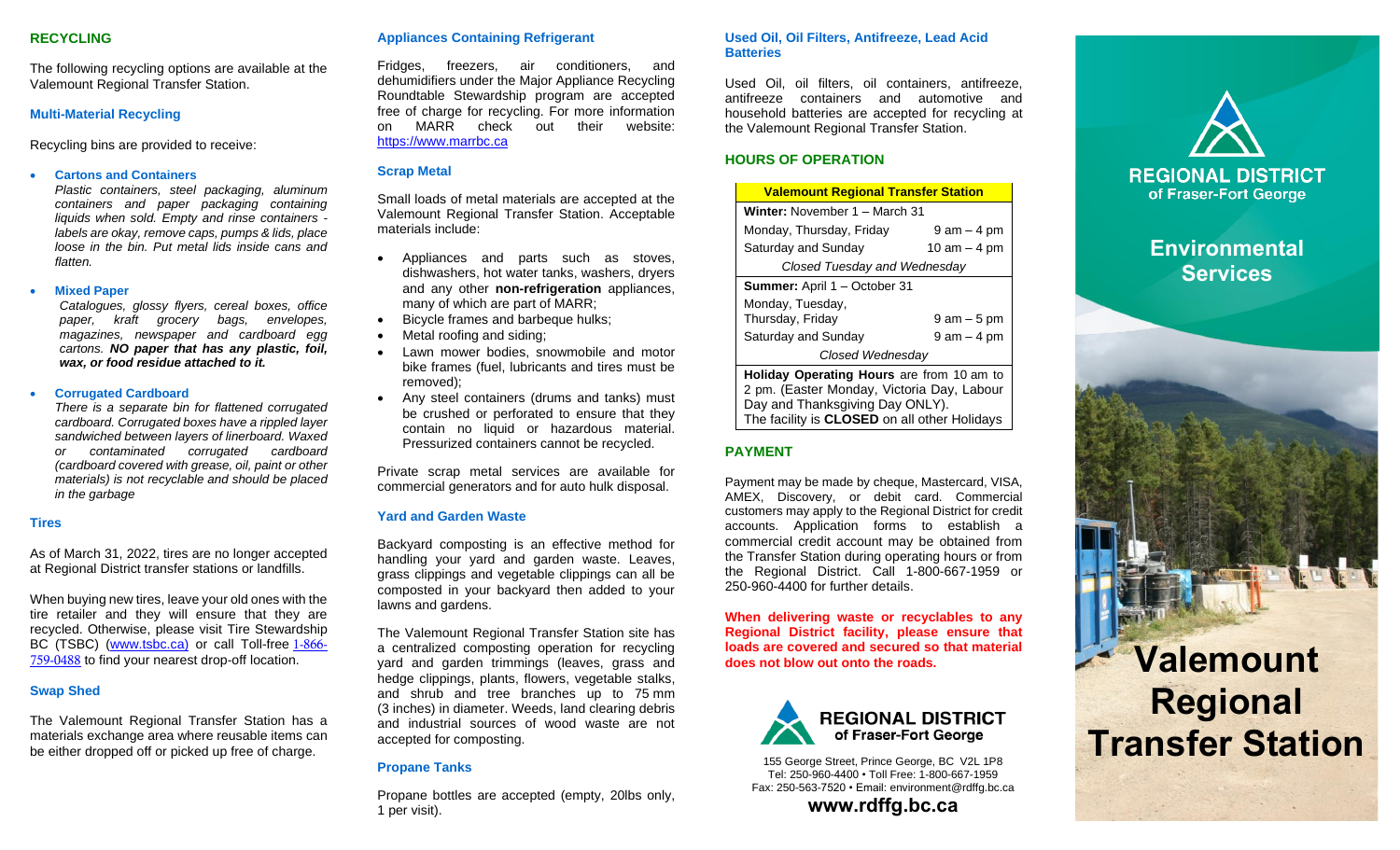## RECYCLING

The following recycling options are available at the Valemount Regional Transfer Station.

### Multi-Material Recycling

Recycling bins are provided to receive:

- **Cartons and Containers**
  *Plastic containers, steel packaging, aluminum containers and paper packaging containing liquids when sold. Empty and rinse containers - labels are okay, remove caps, pumps & lids, place loose in the bin. Put metal lids inside cans and flatten.*

- **Mixed Paper**
  *Catalogues, glossy flyers, cereal boxes, office paper, kraft grocery bags, envelopes, magazines, newspaper and cardboard egg cartons.* ***NO paper that has any plastic, foil, wax, or food residue attached to it.***

- **Corrugated Cardboard**
  *There is a separate bin for flattened corrugated cardboard. Corrugated boxes have a rippled layer sandwiched between layers of linerboard. Waxed or contaminated corrugated cardboard (cardboard covered with grease, oil, paint or other materials) is not recyclable and should be placed in the garbage*

### Tires

As of March 31, 2022, tires are no longer accepted at Regional District transfer stations or landfills.

When buying new tires, leave your old ones with the tire retailer and they will ensure that they are recycled. Otherwise, please visit Tire Stewardship BC (TSBC) (www.tsbc.ca) or call Toll-free 1-866-759-0488 to find your nearest drop-off location.

### Swap Shed

The Valemount Regional Transfer Station has a materials exchange area where reusable items can be either dropped off or picked up free of charge.

### Appliances Containing Refrigerant

Fridges, freezers, air conditioners, and dehumidifiers under the Major Appliance Recycling Roundtable Stewardship program are accepted free of charge for recycling. For more information on MARR check out their website: https://www.marrbc.ca

### Scrap Metal

Small loads of metal materials are accepted at the Valemount Regional Transfer Station. Acceptable materials include:

- Appliances and parts such as stoves, dishwashers, hot water tanks, washers, dryers and any other **non-refrigeration** appliances, many of which are part of MARR;
- Bicycle frames and barbeque hulks;
- Metal roofing and siding;
- Lawn mower bodies, snowmobile and motor bike frames (fuel, lubricants and tires must be removed);
- Any steel containers (drums and tanks) must be crushed or perforated to ensure that they contain no liquid or hazardous material. Pressurized containers cannot be recycled.

Private scrap metal services are available for commercial generators and for auto hulk disposal.

### Yard and Garden Waste

Backyard composting is an effective method for handling your yard and garden waste. Leaves, grass clippings and vegetable clippings can all be composted in your backyard then added to your lawns and gardens.

The Valemount Regional Transfer Station site has a centralized composting operation for recycling yard and garden trimmings (leaves, grass and hedge clippings, plants, flowers, vegetable stalks, and shrub and tree branches up to 75 mm (3 inches) in diameter. Weeds, land clearing debris and industrial sources of wood waste are not accepted for composting.

### Propane Tanks

Propane bottles are accepted (empty, 20lbs only, 1 per visit).

### Used Oil, Oil Filters, Antifreeze, Lead Acid Batteries

Used Oil, oil filters, oil containers, antifreeze, antifreeze containers and automotive and household batteries are accepted for recycling at the Valemount Regional Transfer Station.

## HOURS OF OPERATION

| Valemount Regional Transfer Station | |
|---|---|
| **Winter:** November 1 – March 31 | |
| Monday, Thursday, Friday | 9 am – 4 pm |
| Saturday and Sunday | 10 am – 4 pm |
| *Closed Tuesday and Wednesday* | |
| **Summer:** April 1 – October 31 | |
| Monday, Tuesday, Thursday, Friday | 9 am – 5 pm |
| Saturday and Sunday | 9 am – 4 pm |
| *Closed Wednesday* | |
| **Holiday Operating Hours** are from 10 am to 2 pm. (Easter Monday, Victoria Day, Labour Day and Thanksgiving Day ONLY). The facility is **CLOSED** on all other Holidays | |

## PAYMENT

Payment may be made by cheque, Mastercard, VISA, AMEX, Discovery, or debit card. Commercial customers may apply to the Regional District for credit accounts. Application forms to establish a commercial credit account may be obtained from the Transfer Station during operating hours or from the Regional District. Call 1-800-667-1959 or 250-960-4400 for further details.

**When delivering waste or recyclables to any Regional District facility, please ensure that loads are covered and secured so that material does not blow out onto the roads.**

**REGIONAL DISTRICT of Fraser-Fort George**

155 George Street, Prince George, BC V2L 1P8
Tel: 250-960-4400 • Toll Free: 1-800-667-1959
Fax: 250-563-7520 • Email: environment@rdffg.bc.ca

**www.rdffg.bc.ca**

**REGIONAL DISTRICT of Fraser-Fort George**

**Environmental Services**

# Valemount Regional Transfer Station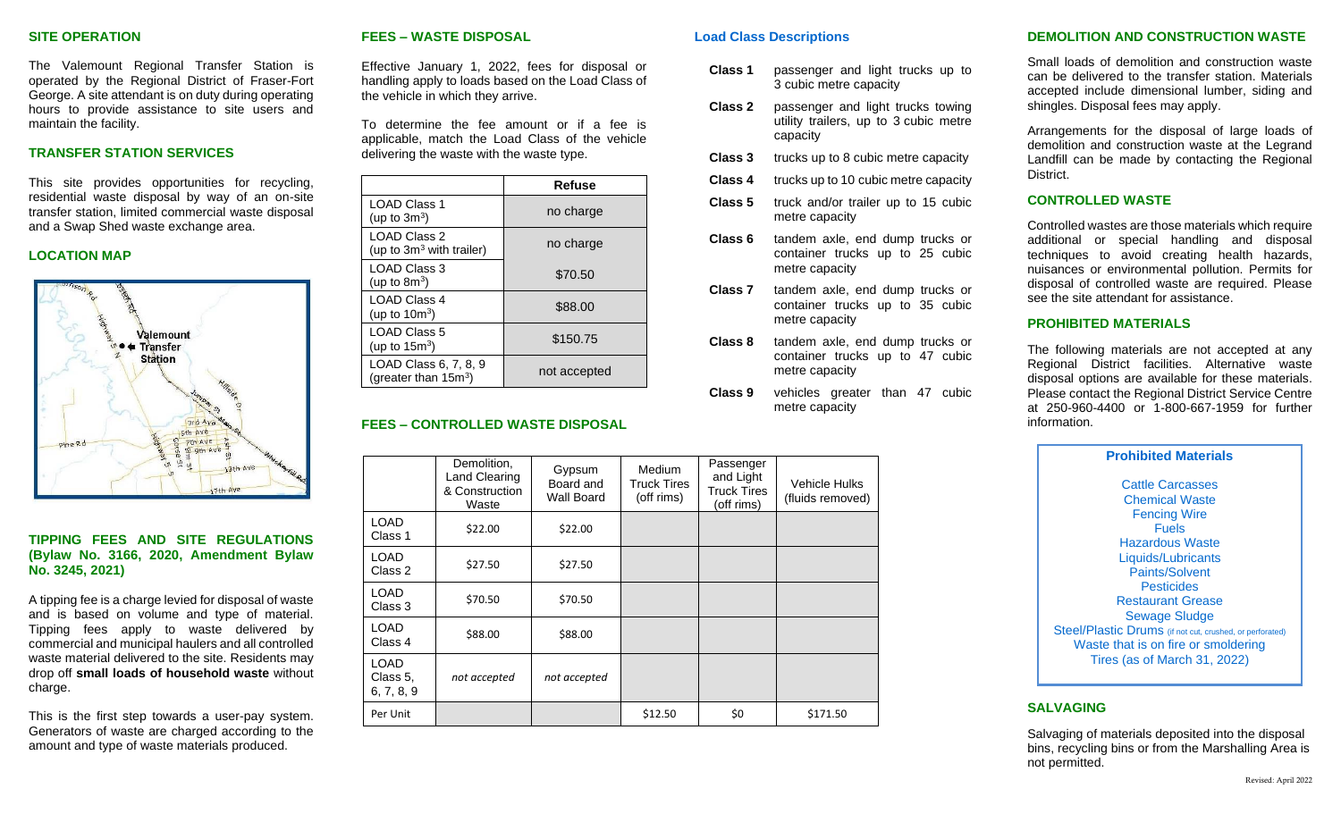## SITE OPERATION

The Valemount Regional Transfer Station is operated by the Regional District of Fraser-Fort George. A site attendant is on duty during operating hours to provide assistance to site users and maintain the facility.

## TRANSFER STATION SERVICES

This site provides opportunities for recycling, residential waste disposal by way of an on-site transfer station, limited commercial waste disposal and a Swap Shed waste exchange area.

## LOCATION MAP

Valemount Transfer Station

Morrison Rd
Highway 5 N
Hillside Dr
Juniper St
3rd Ave
5th Ave
7th Ave
8th Ave
9th Ave
Pine Rd
Cedar St
Main St
Ash St
Highway 5 S
Whiskey Hill Rd
13th Ave
17th Ave

## TIPPING FEES AND SITE REGULATIONS (Bylaw No. 3166, 2020, Amendment Bylaw No. 3245, 2021)

A tipping fee is a charge levied for disposal of waste and is based on volume and type of material. Tipping fees apply to waste delivered by commercial and municipal haulers and all controlled waste material delivered to the site. Residents may drop off **small loads of household waste** without charge.

This is the first step towards a user-pay system. Generators of waste are charged according to the amount and type of waste materials produced.

## FEES – WASTE DISPOSAL

Effective January 1, 2022, fees for disposal or handling apply to loads based on the Load Class of the vehicle in which they arrive.

To determine the fee amount or if a fee is applicable, match the Load Class of the vehicle delivering the waste with the waste type.

| | Refuse |
|---|---|
| LOAD Class 1 (up to $3m^3$) | no charge |
| LOAD Class 2 (up to $3m^3$ with trailer) | no charge |
| LOAD Class 3 (up to $8m^3$) | $70.50 |
| LOAD Class 4 (up to $10m^3$) | $88.00 |
| LOAD Class 5 (up to $15m^3$) | $150.75 |
| LOAD Class 6, 7, 8, 9 (greater than $15m^3$) | not accepted |

## FEES – CONTROLLED WASTE DISPOSAL

| | Demolition, Land Clearing & Construction Waste | Gypsum Board and Wall Board | Medium Truck Tires (off rims) | Passenger and Light Truck Tires (off rims) | Vehicle Hulks (fluids removed) |
|---|---|---|---|---|---|
| LOAD Class 1 | $22.00 | $22.00 | | | |
| LOAD Class 2 | $27.50 | $27.50 | | | |
| LOAD Class 3 | $70.50 | $70.50 | | | |
| LOAD Class 4 | $88.00 | $88.00 | | | |
| LOAD Class 5, 6, 7, 8, 9 | *not accepted* | *not accepted* | | | |
| Per Unit | | | $12.50 | $0 | $171.50 |

## Load Class Descriptions

- **Class 1** passenger and light trucks up to 3 cubic metre capacity
- **Class 2** passenger and light trucks towing utility trailers, up to 3 cubic metre capacity
- **Class 3** trucks up to 8 cubic metre capacity
- **Class 4** trucks up to 10 cubic metre capacity
- **Class 5** truck and/or trailer up to 15 cubic metre capacity
- **Class 6** tandem axle, end dump trucks or container trucks up to 25 cubic metre capacity
- **Class 7** tandem axle, end dump trucks or container trucks up to 35 cubic metre capacity
- **Class 8** tandem axle, end dump trucks or container trucks up to 47 cubic metre capacity
- **Class 9** vehicles greater than 47 cubic metre capacity

## DEMOLITION AND CONSTRUCTION WASTE

Small loads of demolition and construction waste can be delivered to the transfer station. Materials accepted include dimensional lumber, siding and shingles. Disposal fees may apply.

Arrangements for the disposal of large loads of demolition and construction waste at the Legrand Landfill can be made by contacting the Regional District.

## CONTROLLED WASTE

Controlled wastes are those materials which require additional or special handling and disposal techniques to avoid creating health hazards, nuisances or environmental pollution. Permits for disposal of controlled waste are required. Please see the site attendant for assistance.

## PROHIBITED MATERIALS

The following materials are not accepted at any Regional District facilities. Alternative waste disposal options are available for these materials. Please contact the Regional District Service Centre at 250-960-4400 or 1-800-667-1959 for further information.

### Prohibited Materials

- Cattle Carcasses
- Chemical Waste
- Fencing Wire
- Fuels
- Hazardous Waste
- Liquids/Lubricants
- Paints/Solvent
- Pesticides
- Restaurant Grease
- Sewage Sludge
- Steel/Plastic Drums (if not cut, crushed, or perforated)
- Waste that is on fire or smoldering
- Tires (as of March 31, 2022)

## SALVAGING

Salvaging of materials deposited into the disposal bins, recycling bins or from the Marshalling Area is not permitted.

Revised: April 2022